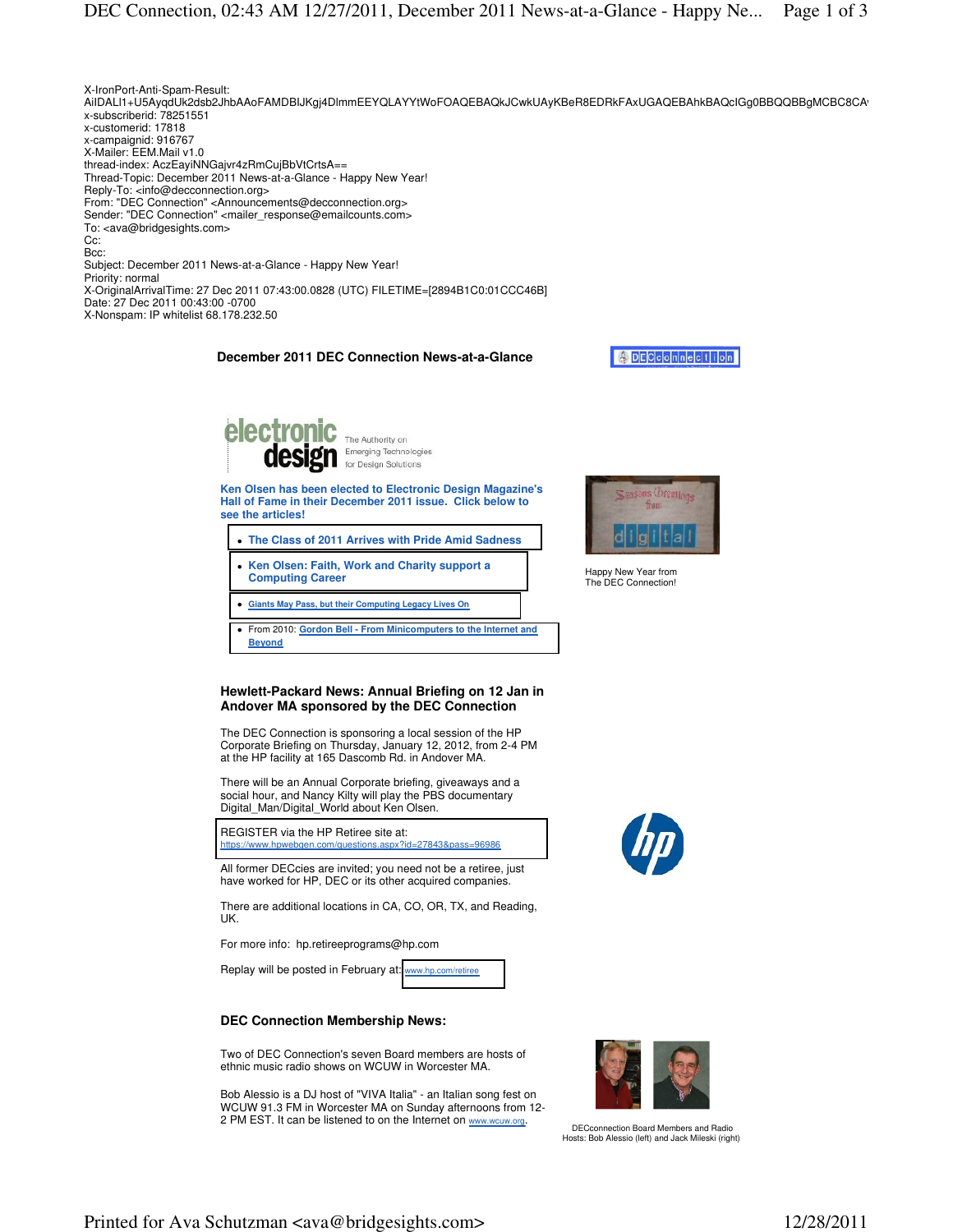X-IronPort-Anti-Spam-Result: AiIDALI1+U5AyqdUk2dsb2JhbAAoFAMDBIJKgj4DlmmEEYQLAYYtWoFOAQEBAQkJCwkUAyKBeR8EDRkFAxUGAQEBAhkBAQcIGg0BBQQBBgMCBC8CA
x-subscriberid: 78251551
x-customerid: 17818
x-campaignid: 916767
X-Mailer: EEM.Mail v1.0
thread-index: AczEayiNNGajvr4zRmCujBbVtCrtsA==
Thread-Topic: December 2011 News-at-a-Glance - Happy New Year!
Reply-To: <info@decconnection.org>
From: "DEC Connection" <Announcements@decconnection.org>
Sender: "DEC Connection" <mailer_response@emailcounts.com>
To: <ava@bridgesights.com>
Cc:
Bcc:
Subject: December 2011 News-at-a-Glance - Happy New Year!
Priority: normal
X-OriginalArrivalTime: 27 Dec 2011 07:43:00.0828 (UTC) FILETIME=[2894B1C0:01CCC46B]
Date: 27 Dec 2011 00:43:00 -0700
X-Nonspam: IP whitelist 68.178.232.50

## December 2011 DEC Connection News-at-a-Glance

electronic design — The Authority on Emerging Technologies for Design Solutions

**Ken Olsen has been elected to Electronic Design Magazine's Hall of Fame in their December 2011 issue. Click below to see the articles!**

- **The Class of 2011 Arrives with Pride Amid Sadness**
- **Ken Olsen: Faith, Work and Charity support a Computing Career**
- **Giants May Pass, but their Computing Legacy Lives On**
- From 2010: **Gordon Bell - From Minicomputers to the Internet and Beyond**

Happy New Year from The DEC Connection!

### Hewlett-Packard News: Annual Briefing on 12 Jan in Andover MA sponsored by the DEC Connection

The DEC Connection is sponsoring a local session of the HP Corporate Briefing on Thursday, January 12, 2012, from 2-4 PM at the HP facility at 165 Dascomb Rd. in Andover MA.

There will be an Annual Corporate briefing, giveaways and a social hour, and Nancy Kilty will play the PBS documentary Digital_Man/Digital_World about Ken Olsen.

REGISTER via the HP Retiree site at: https://www.hpwebgen.com/questions.aspx?id=27843&pass=96986

All former DECcies are invited; you need not be a retiree, just have worked for HP, DEC or its other acquired companies.

There are additional locations in CA, CO, OR, TX, and Reading, UK.

For more info: hp.retireeprograms@hp.com

Replay will be posted in February at: www.hp.com/retiree

### DEC Connection Membership News:

Two of DEC Connection's seven Board members are hosts of ethnic music radio shows on WCUW in Worcester MA.

Bob Alessio is a DJ host of "VIVA Italia" - an Italian song fest on WCUW 91.3 FM in Worcester MA on Sunday afternoons from 12-2 PM EST. It can be listened to on the Internet on www.wcuw.org.

DECconnection Board Members and Radio Hosts: Bob Alessio (left) and Jack Mileski (right)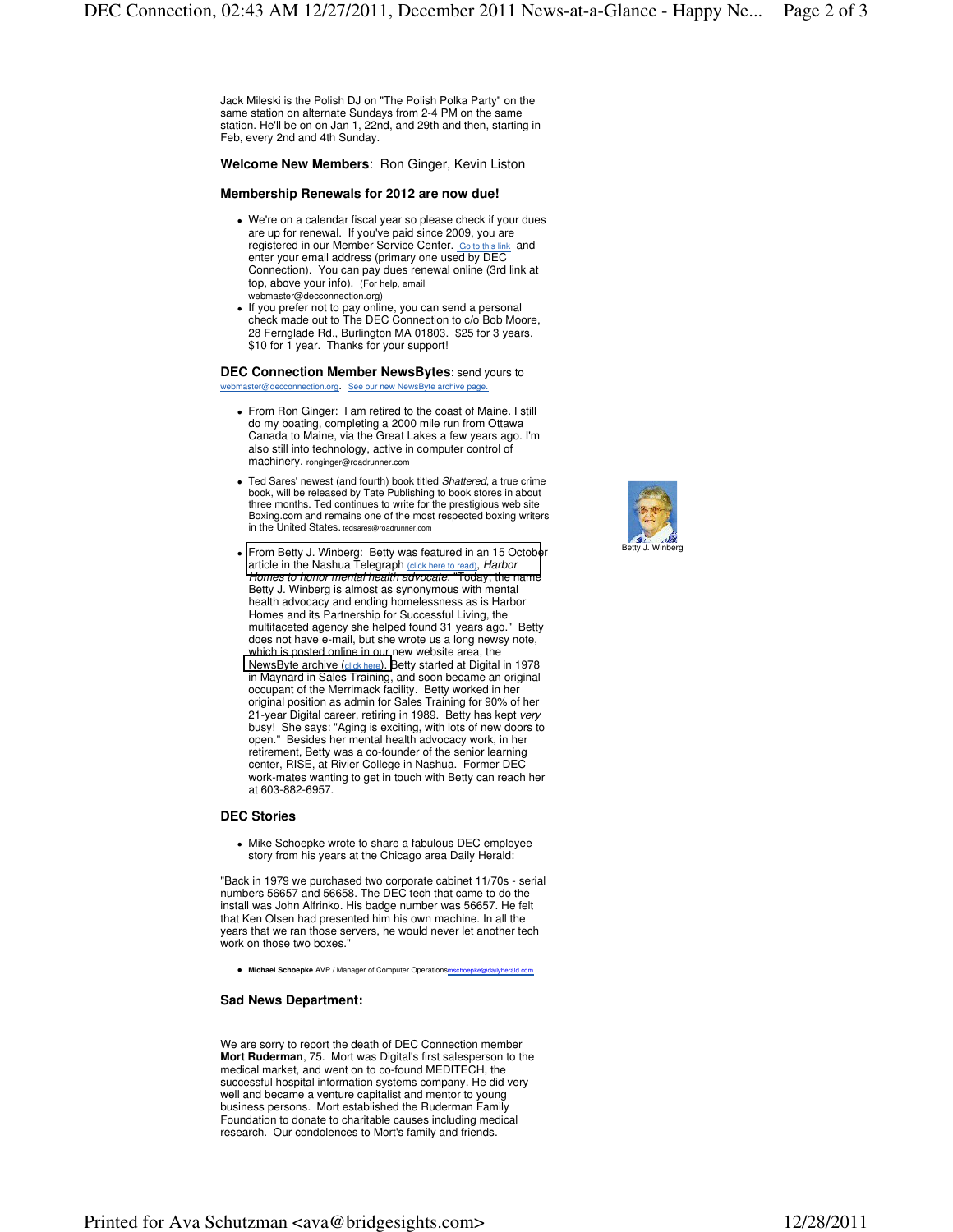Jack Mileski is the Polish DJ on "The Polish Polka Party" on the same station on alternate Sundays from 2-4 PM on the same station. He'll be on on Jan 1, 22nd, and 29th and then, starting in Feb, every 2nd and 4th Sunday.

**Welcome New Members**: Ron Ginger, Kevin Liston

### Membership Renewals for 2012 are now due!

- We're on a calendar fiscal year so please check if your dues are up for renewal. If you've paid since 2009, you are registered in our Member Service Center. Go to this link and enter your email address (primary one used by DEC Connection). You can pay dues renewal online (3rd link at top, above your info). (For help, email webmaster@decconnection.org)
- If you prefer not to pay online, you can send a personal check made out to The DEC Connection to c/o Bob Moore, 28 Fernglade Rd., Burlington MA 01803. $25 for 3 years, $10 for 1 year. Thanks for your support!

**DEC Connection Member NewsBytes**: send yours to webmaster@decconnection.org. See our new NewsByte archive page.

- From Ron Ginger: I am retired to the coast of Maine. I still do my boating, completing a 2000 mile run from Ottawa Canada to Maine, via the Great Lakes a few years ago. I'm also still into technology, active in computer control of machinery. ronginger@roadrunner.com
- Ted Sares' newest (and fourth) book titled *Shattered*, a true crime book, will be released by Tate Publishing to book stores in about three months. Ted continues to write for the prestigious web site Boxing.com and remains one of the most respected boxing writers in the United States. tedsares@roadrunner.com
- From Betty J. Winberg: Betty was featured in an 15 October article in the Nashua Telegraph (click here to read), *Harbor Homes to honor mental health advocate*. "Today, the name Betty J. Winberg is almost as synonymous with mental health advocacy and ending homelessness as is Harbor Homes and its Partnership for Successful Living, the multifaceted agency she helped found 31 years ago." Betty does not have e-mail, but she wrote us a long newsy note, which is posted online in our new website area, the NewsByte archive (click here). Betty started at Digital in 1978 in Maynard in Sales Training, and soon became an original occupant of the Merrimack facility. Betty worked in her original position as admin for Sales Training for 90% of her 21-year Digital career, retiring in 1989. Betty has kept *very* busy! She says: "Aging is exciting, with lots of new doors to open." Besides her mental health advocacy work, in her retirement, Betty was a co-founder of the senior learning center, RISE, at Rivier College in Nashua. Former DEC work-mates wanting to get in touch with Betty can reach her at 603-882-6957.

Betty J. Winberg

### DEC Stories

- Mike Schoepke wrote to share a fabulous DEC employee story from his years at the Chicago area Daily Herald:

"Back in 1979 we purchased two corporate cabinet 11/70s - serial numbers 56657 and 56658. The DEC tech that came to do the install was John Alfrinko. His badge number was 56657. He felt that Ken Olsen had presented him his own machine. In all the years that we ran those servers, he would never let another tech work on those two boxes."

- **Michael Schoepke** AVP / Manager of Computer Operations mschoepke@dailyherald.com

### Sad News Department:

We are sorry to report the death of DEC Connection member **Mort Ruderman**, 75. Mort was Digital's first salesperson to the medical market, and went on to co-found MEDITECH, the successful hospital information systems company. He did very well and became a venture capitalist and mentor to young business persons. Mort established the Ruderman Family Foundation to donate to charitable causes including medical research. Our condolences to Mort's family and friends.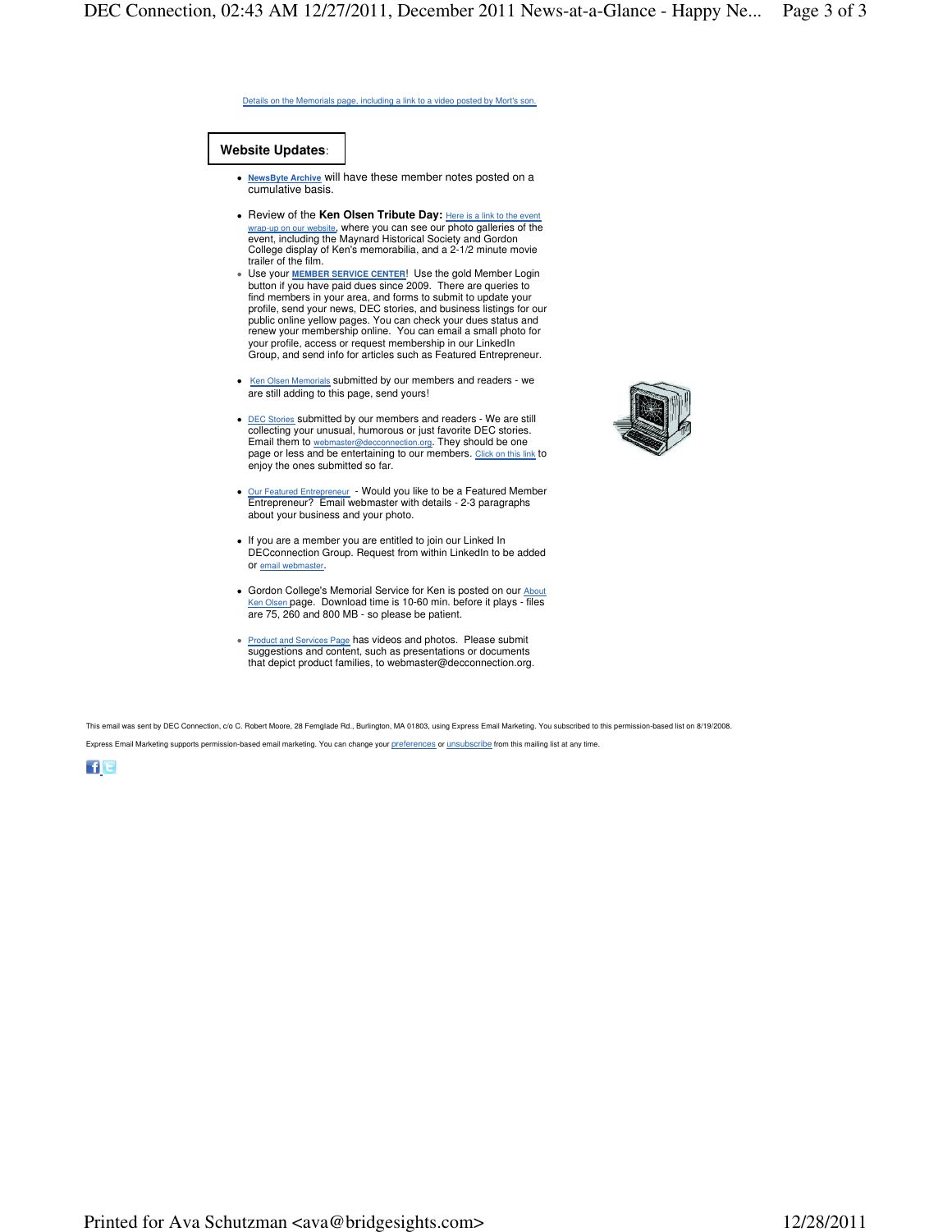Details on the Memorials page, including a link to a video posted by Mort's son.

## Website Updates:

- **NewsByte Archive** will have these member notes posted on a cumulative basis.
- Review of the **Ken Olsen Tribute Day:** Here is a link to the event wrap-up on our website, where you can see our photo galleries of the event, including the Maynard Historical Society and Gordon College display of Ken's memorabilia, and a 2-1/2 minute movie trailer of the film.
- Use your **MEMBER SERVICE CENTER**! Use the gold Member Login button if you have paid dues since 2009. There are queries to find members in your area, and forms to submit to update your profile, send your news, DEC stories, and business listings for our public online yellow pages. You can check your dues status and renew your membership online. You can email a small photo for your profile, access or request membership in our LinkedIn Group, and send info for articles such as Featured Entrepreneur.
- Ken Olsen Memorials submitted by our members and readers - we are still adding to this page, send yours!
- DEC Stories submitted by our members and readers - We are still collecting your unusual, humorous or just favorite DEC stories. Email them to webmaster@decconnection.org. They should be one page or less and be entertaining to our members. Click on this link to enjoy the ones submitted so far.
- Our Featured Entrepreneur - Would you like to be a Featured Member Entrepreneur? Email webmaster with details - 2-3 paragraphs about your business and your photo.
- If you are a member you are entitled to join our Linked In DECconnection Group. Request from within LinkedIn to be added or email webmaster.
- Gordon College's Memorial Service for Ken is posted on our About Ken Olsen page. Download time is 10-60 min. before it plays - files are 75, 260 and 800 MB - so please be patient.
- Product and Services Page has videos and photos. Please submit suggestions and content, such as presentations or documents that depict product families, to webmaster@decconnection.org.

This email was sent by DEC Connection, c/o C. Robert Moore, 28 Fernglade Rd., Burlington, MA 01803, using Express Email Marketing. You subscribed to this permission-based list on 8/19/2008.

Express Email Marketing supports permission-based email marketing. You can change your preferences or unsubscribe from this mailing list at any time.